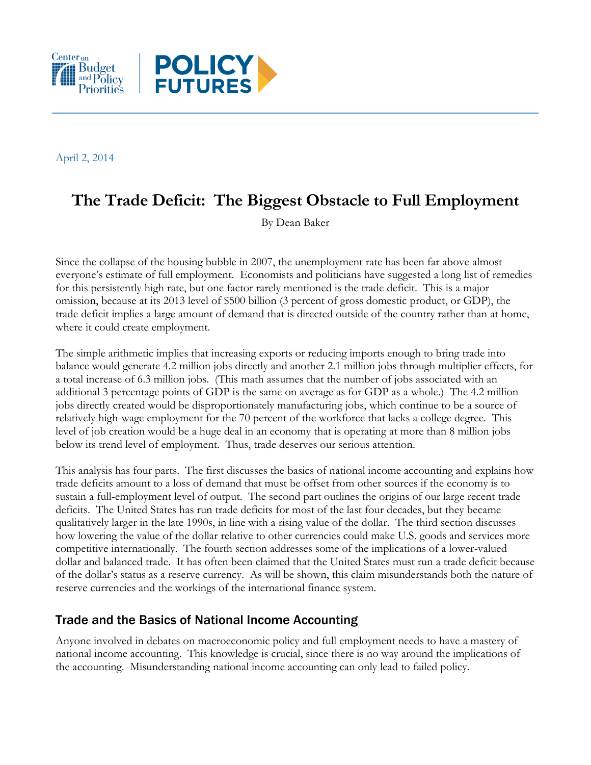April 2, 2014

# The Trade Deficit: The Biggest Obstacle to Full Employment

By Dean Baker

Since the collapse of the housing bubble in 2007, the unemployment rate has been far above almost everyone's estimate of full employment. Economists and politicians have suggested a long list of remedies for this persistently high rate, but one factor rarely mentioned is the trade deficit. This is a major omission, because at its 2013 level of $500 billion (3 percent of gross domestic product, or GDP), the trade deficit implies a large amount of demand that is directed outside of the country rather than at home, where it could create employment.

The simple arithmetic implies that increasing exports or reducing imports enough to bring trade into balance would generate 4.2 million jobs directly and another 2.1 million jobs through multiplier effects, for a total increase of 6.3 million jobs. (This math assumes that the number of jobs associated with an additional 3 percentage points of GDP is the same on average as for GDP as a whole.) The 4.2 million jobs directly created would be disproportionately manufacturing jobs, which continue to be a source of relatively high-wage employment for the 70 percent of the workforce that lacks a college degree. This level of job creation would be a huge deal in an economy that is operating at more than 8 million jobs below its trend level of employment. Thus, trade deserves our serious attention.

This analysis has four parts. The first discusses the basics of national income accounting and explains how trade deficits amount to a loss of demand that must be offset from other sources if the economy is to sustain a full-employment level of output. The second part outlines the origins of our large recent trade deficits. The United States has run trade deficits for most of the last four decades, but they became qualitatively larger in the late 1990s, in line with a rising value of the dollar. The third section discusses how lowering the value of the dollar relative to other currencies could make U.S. goods and services more competitive internationally. The fourth section addresses some of the implications of a lower-valued dollar and balanced trade. It has often been claimed that the United States must run a trade deficit because of the dollar's status as a reserve currency. As will be shown, this claim misunderstands both the nature of reserve currencies and the workings of the international finance system.

## Trade and the Basics of National Income Accounting

Anyone involved in debates on macroeconomic policy and full employment needs to have a mastery of national income accounting. This knowledge is crucial, since there is no way around the implications of the accounting. Misunderstanding national income accounting can only lead to failed policy.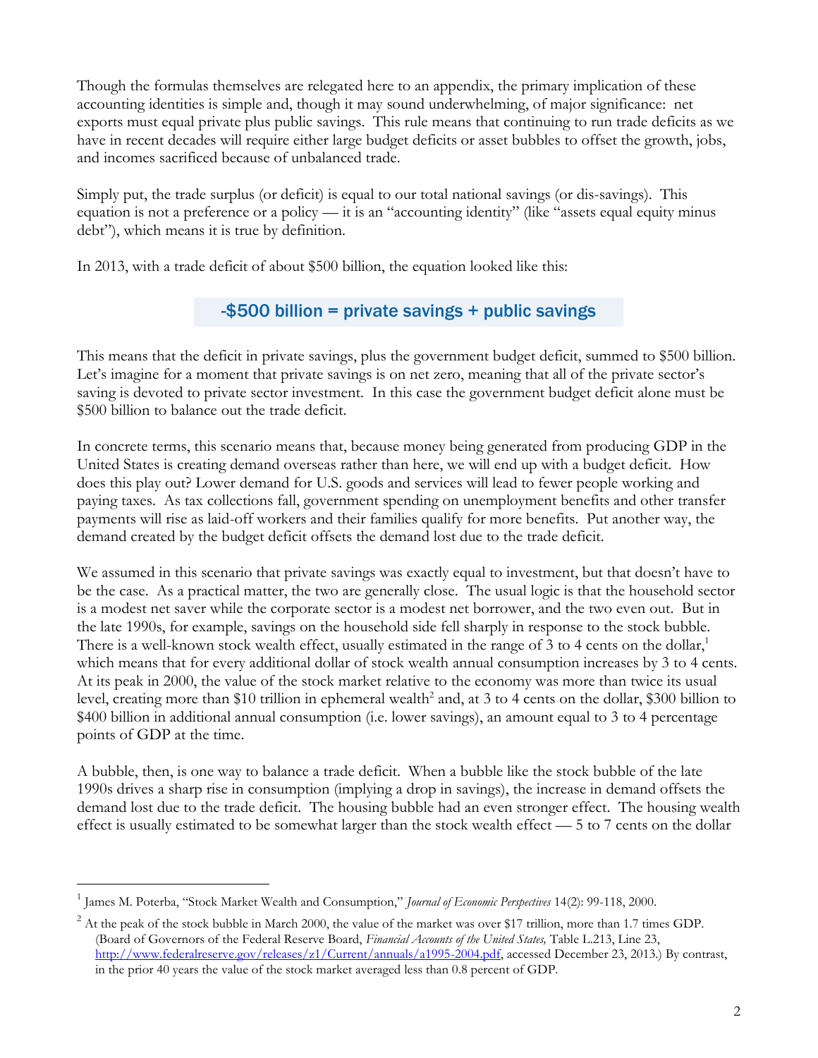Though the formulas themselves are relegated here to an appendix, the primary implication of these accounting identities is simple and, though it may sound underwhelming, of major significance: net exports must equal private plus public savings. This rule means that continuing to run trade deficits as we have in recent decades will require either large budget deficits or asset bubbles to offset the growth, jobs, and incomes sacrificed because of unbalanced trade.

Simply put, the trade surplus (or deficit) is equal to our total national savings (or dis-savings). This equation is not a preference or a policy — it is an "accounting identity" (like "assets equal equity minus debt"), which means it is true by definition.

In 2013, with a trade deficit of about $500 billion, the equation looked like this:

**-$500 billion = private savings + public savings**

This means that the deficit in private savings, plus the government budget deficit, summed to $500 billion. Let's imagine for a moment that private savings is on net zero, meaning that all of the private sector's saving is devoted to private sector investment. In this case the government budget deficit alone must be $500 billion to balance out the trade deficit.

In concrete terms, this scenario means that, because money being generated from producing GDP in the United States is creating demand overseas rather than here, we will end up with a budget deficit. How does this play out? Lower demand for U.S. goods and services will lead to fewer people working and paying taxes. As tax collections fall, government spending on unemployment benefits and other transfer payments will rise as laid-off workers and their families qualify for more benefits. Put another way, the demand created by the budget deficit offsets the demand lost due to the trade deficit.

We assumed in this scenario that private savings was exactly equal to investment, but that doesn't have to be the case. As a practical matter, the two are generally close. The usual logic is that the household sector is a modest net saver while the corporate sector is a modest net borrower, and the two even out. But in the late 1990s, for example, savings on the household side fell sharply in response to the stock bubble. There is a well-known stock wealth effect, usually estimated in the range of 3 to 4 cents on the dollar,[1] which means that for every additional dollar of stock wealth annual consumption increases by 3 to 4 cents. At its peak in 2000, the value of the stock market relative to the economy was more than twice its usual level, creating more than $10 trillion in ephemeral wealth[2] and, at 3 to 4 cents on the dollar, $300 billion to $400 billion in additional annual consumption (i.e. lower savings), an amount equal to 3 to 4 percentage points of GDP at the time.

A bubble, then, is one way to balance a trade deficit. When a bubble like the stock bubble of the late 1990s drives a sharp rise in consumption (implying a drop in savings), the increase in demand offsets the demand lost due to the trade deficit. The housing bubble had an even stronger effect. The housing wealth effect is usually estimated to be somewhat larger than the stock wealth effect — 5 to 7 cents on the dollar

---

[1] James M. Poterba, "Stock Market Wealth and Consumption," *Journal of Economic Perspectives* 14(2): 99-118, 2000.

[2] At the peak of the stock bubble in March 2000, the value of the market was over $17 trillion, more than 1.7 times GDP. (Board of Governors of the Federal Reserve Board, *Financial Accounts of the United States,* Table L.213, Line 23, http://www.federalreserve.gov/releases/z1/Current/annuals/a1995-2004.pdf, accessed December 23, 2013.) By contrast, in the prior 40 years the value of the stock market averaged less than 0.8 percent of GDP.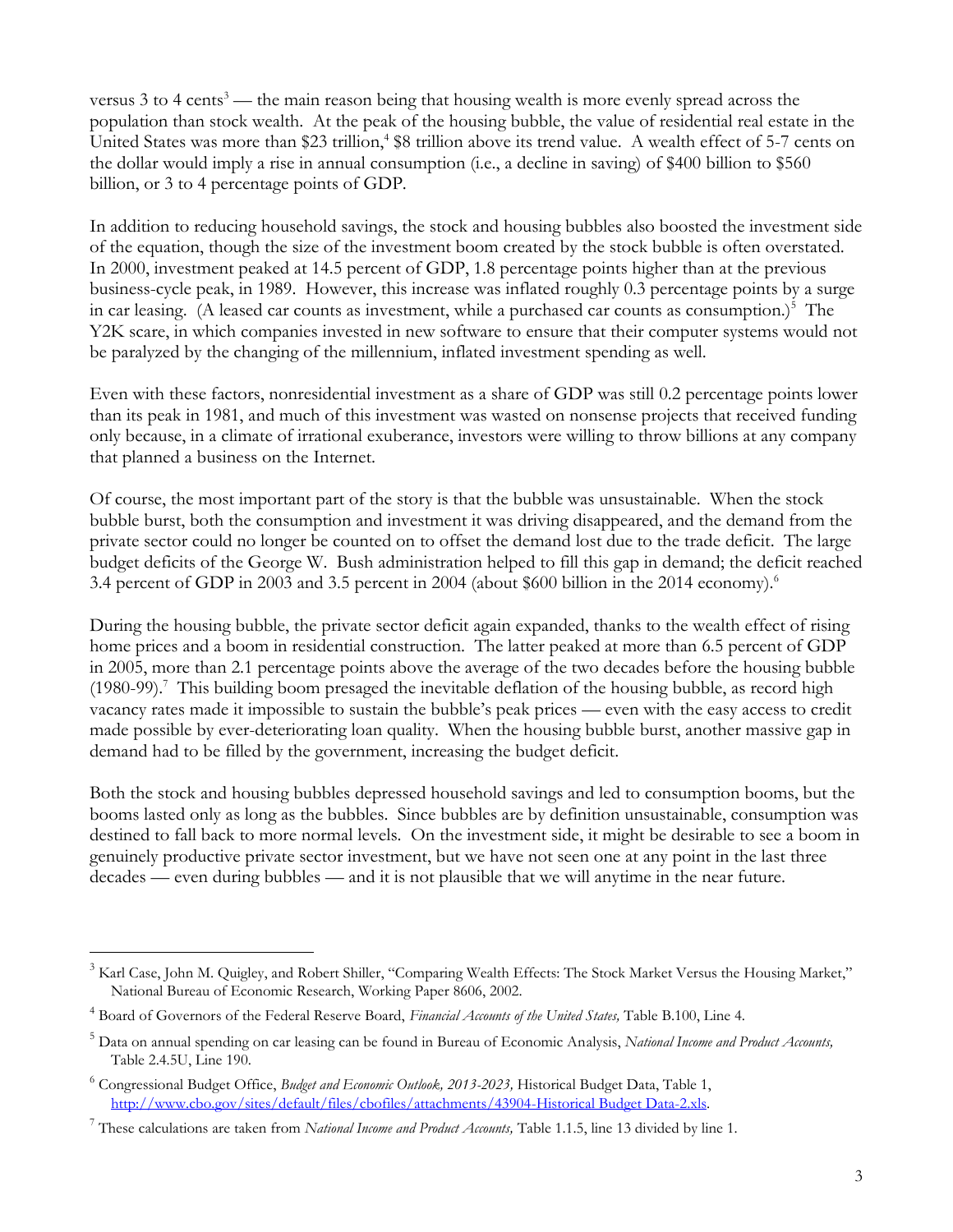versus 3 to 4 cents[3] — the main reason being that housing wealth is more evenly spread across the population than stock wealth. At the peak of the housing bubble, the value of residential real estate in the United States was more than $23 trillion,[4] $8 trillion above its trend value. A wealth effect of 5-7 cents on the dollar would imply a rise in annual consumption (i.e., a decline in saving) of $400 billion to $560 billion, or 3 to 4 percentage points of GDP.

In addition to reducing household savings, the stock and housing bubbles also boosted the investment side of the equation, though the size of the investment boom created by the stock bubble is often overstated. In 2000, investment peaked at 14.5 percent of GDP, 1.8 percentage points higher than at the previous business-cycle peak, in 1989. However, this increase was inflated roughly 0.3 percentage points by a surge in car leasing. (A leased car counts as investment, while a purchased car counts as consumption.)[5] The Y2K scare, in which companies invested in new software to ensure that their computer systems would not be paralyzed by the changing of the millennium, inflated investment spending as well.

Even with these factors, nonresidential investment as a share of GDP was still 0.2 percentage points lower than its peak in 1981, and much of this investment was wasted on nonsense projects that received funding only because, in a climate of irrational exuberance, investors were willing to throw billions at any company that planned a business on the Internet.

Of course, the most important part of the story is that the bubble was unsustainable. When the stock bubble burst, both the consumption and investment it was driving disappeared, and the demand from the private sector could no longer be counted on to offset the demand lost due to the trade deficit. The large budget deficits of the George W. Bush administration helped to fill this gap in demand; the deficit reached 3.4 percent of GDP in 2003 and 3.5 percent in 2004 (about $600 billion in the 2014 economy).[6]

During the housing bubble, the private sector deficit again expanded, thanks to the wealth effect of rising home prices and a boom in residential construction. The latter peaked at more than 6.5 percent of GDP in 2005, more than 2.1 percentage points above the average of the two decades before the housing bubble (1980-99).[7] This building boom presaged the inevitable deflation of the housing bubble, as record high vacancy rates made it impossible to sustain the bubble's peak prices — even with the easy access to credit made possible by ever-deteriorating loan quality. When the housing bubble burst, another massive gap in demand had to be filled by the government, increasing the budget deficit.

Both the stock and housing bubbles depressed household savings and led to consumption booms, but the booms lasted only as long as the bubbles. Since bubbles are by definition unsustainable, consumption was destined to fall back to more normal levels. On the investment side, it might be desirable to see a boom in genuinely productive private sector investment, but we have not seen one at any point in the last three decades — even during bubbles — and it is not plausible that we will anytime in the near future.

---

[3] Karl Case, John M. Quigley, and Robert Shiller, "Comparing Wealth Effects: The Stock Market Versus the Housing Market," National Bureau of Economic Research, Working Paper 8606, 2002.

[4] Board of Governors of the Federal Reserve Board, *Financial Accounts of the United States,* Table B.100, Line 4.

[5] Data on annual spending on car leasing can be found in Bureau of Economic Analysis, *National Income and Product Accounts,* Table 2.4.5U, Line 190.

[6] Congressional Budget Office, *Budget and Economic Outlook, 2013-2023,* Historical Budget Data, Table 1, http://www.cbo.gov/sites/default/files/cbofiles/attachments/43904-Historical Budget Data-2.xls.

[7] These calculations are taken from *National Income and Product Accounts,* Table 1.1.5, line 13 divided by line 1.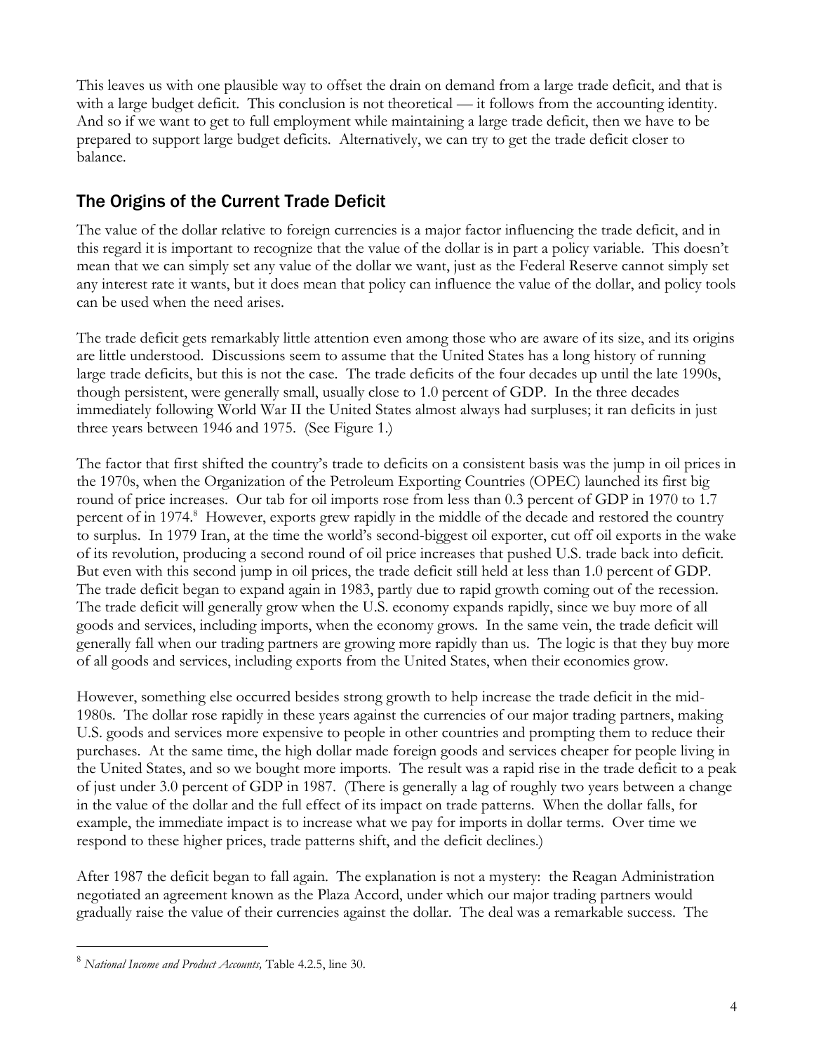This leaves us with one plausible way to offset the drain on demand from a large trade deficit, and that is with a large budget deficit. This conclusion is not theoretical — it follows from the accounting identity. And so if we want to get to full employment while maintaining a large trade deficit, then we have to be prepared to support large budget deficits. Alternatively, we can try to get the trade deficit closer to balance.

## The Origins of the Current Trade Deficit

The value of the dollar relative to foreign currencies is a major factor influencing the trade deficit, and in this regard it is important to recognize that the value of the dollar is in part a policy variable. This doesn't mean that we can simply set any value of the dollar we want, just as the Federal Reserve cannot simply set any interest rate it wants, but it does mean that policy can influence the value of the dollar, and policy tools can be used when the need arises.

The trade deficit gets remarkably little attention even among those who are aware of its size, and its origins are little understood. Discussions seem to assume that the United States has a long history of running large trade deficits, but this is not the case. The trade deficits of the four decades up until the late 1990s, though persistent, were generally small, usually close to 1.0 percent of GDP. In the three decades immediately following World War II the United States almost always had surpluses; it ran deficits in just three years between 1946 and 1975. (See Figure 1.)

The factor that first shifted the country's trade to deficits on a consistent basis was the jump in oil prices in the 1970s, when the Organization of the Petroleum Exporting Countries (OPEC) launched its first big round of price increases. Our tab for oil imports rose from less than 0.3 percent of GDP in 1970 to 1.7 percent of in 1974.[8] However, exports grew rapidly in the middle of the decade and restored the country to surplus. In 1979 Iran, at the time the world's second-biggest oil exporter, cut off oil exports in the wake of its revolution, producing a second round of oil price increases that pushed U.S. trade back into deficit. But even with this second jump in oil prices, the trade deficit still held at less than 1.0 percent of GDP. The trade deficit began to expand again in 1983, partly due to rapid growth coming out of the recession. The trade deficit will generally grow when the U.S. economy expands rapidly, since we buy more of all goods and services, including imports, when the economy grows. In the same vein, the trade deficit will generally fall when our trading partners are growing more rapidly than us. The logic is that they buy more of all goods and services, including exports from the United States, when their economies grow.

However, something else occurred besides strong growth to help increase the trade deficit in the mid-1980s. The dollar rose rapidly in these years against the currencies of our major trading partners, making U.S. goods and services more expensive to people in other countries and prompting them to reduce their purchases. At the same time, the high dollar made foreign goods and services cheaper for people living in the United States, and so we bought more imports. The result was a rapid rise in the trade deficit to a peak of just under 3.0 percent of GDP in 1987. (There is generally a lag of roughly two years between a change in the value of the dollar and the full effect of its impact on trade patterns. When the dollar falls, for example, the immediate impact is to increase what we pay for imports in dollar terms. Over time we respond to these higher prices, trade patterns shift, and the deficit declines.)

After 1987 the deficit began to fall again. The explanation is not a mystery: the Reagan Administration negotiated an agreement known as the Plaza Accord, under which our major trading partners would gradually raise the value of their currencies against the dollar. The deal was a remarkable success. The

---

[8] *National Income and Product Accounts,* Table 4.2.5, line 30.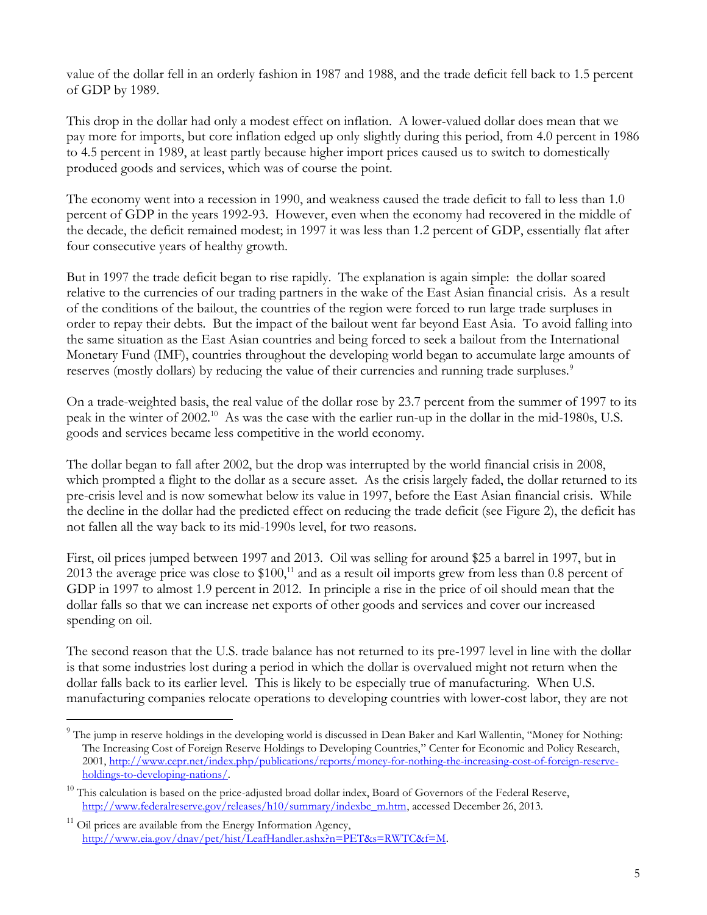value of the dollar fell in an orderly fashion in 1987 and 1988, and the trade deficit fell back to 1.5 percent of GDP by 1989.

This drop in the dollar had only a modest effect on inflation. A lower-valued dollar does mean that we pay more for imports, but core inflation edged up only slightly during this period, from 4.0 percent in 1986 to 4.5 percent in 1989, at least partly because higher import prices caused us to switch to domestically produced goods and services, which was of course the point.

The economy went into a recession in 1990, and weakness caused the trade deficit to fall to less than 1.0 percent of GDP in the years 1992-93. However, even when the economy had recovered in the middle of the decade, the deficit remained modest; in 1997 it was less than 1.2 percent of GDP, essentially flat after four consecutive years of healthy growth.

But in 1997 the trade deficit began to rise rapidly. The explanation is again simple: the dollar soared relative to the currencies of our trading partners in the wake of the East Asian financial crisis. As a result of the conditions of the bailout, the countries of the region were forced to run large trade surpluses in order to repay their debts. But the impact of the bailout went far beyond East Asia. To avoid falling into the same situation as the East Asian countries and being forced to seek a bailout from the International Monetary Fund (IMF), countries throughout the developing world began to accumulate large amounts of reserves (mostly dollars) by reducing the value of their currencies and running trade surpluses.[9]

On a trade-weighted basis, the real value of the dollar rose by 23.7 percent from the summer of 1997 to its peak in the winter of 2002.[10] As was the case with the earlier run-up in the dollar in the mid-1980s, U.S. goods and services became less competitive in the world economy.

The dollar began to fall after 2002, but the drop was interrupted by the world financial crisis in 2008, which prompted a flight to the dollar as a secure asset. As the crisis largely faded, the dollar returned to its pre-crisis level and is now somewhat below its value in 1997, before the East Asian financial crisis. While the decline in the dollar had the predicted effect on reducing the trade deficit (see Figure 2), the deficit has not fallen all the way back to its mid-1990s level, for two reasons.

First, oil prices jumped between 1997 and 2013. Oil was selling for around $25 a barrel in 1997, but in 2013 the average price was close to $100,[11] and as a result oil imports grew from less than 0.8 percent of GDP in 1997 to almost 1.9 percent in 2012. In principle a rise in the price of oil should mean that the dollar falls so that we can increase net exports of other goods and services and cover our increased spending on oil.

The second reason that the U.S. trade balance has not returned to its pre-1997 level in line with the dollar is that some industries lost during a period in which the dollar is overvalued might not return when the dollar falls back to its earlier level. This is likely to be especially true of manufacturing. When U.S. manufacturing companies relocate operations to developing countries with lower-cost labor, they are not

---

[9] The jump in reserve holdings in the developing world is discussed in Dean Baker and Karl Wallentin, "Money for Nothing: The Increasing Cost of Foreign Reserve Holdings to Developing Countries," Center for Economic and Policy Research, 2001, http://www.cepr.net/index.php/publications/reports/money-for-nothing-the-increasing-cost-of-foreign-reserve-holdings-to-developing-nations/.

[10] This calculation is based on the price-adjusted broad dollar index, Board of Governors of the Federal Reserve, http://www.federalreserve.gov/releases/h10/summary/indexbc_m.htm, accessed December 26, 2013.

[11] Oil prices are available from the Energy Information Agency, http://www.eia.gov/dnav/pet/hist/LeafHandler.ashx?n=PET&s=RWTC&f=M.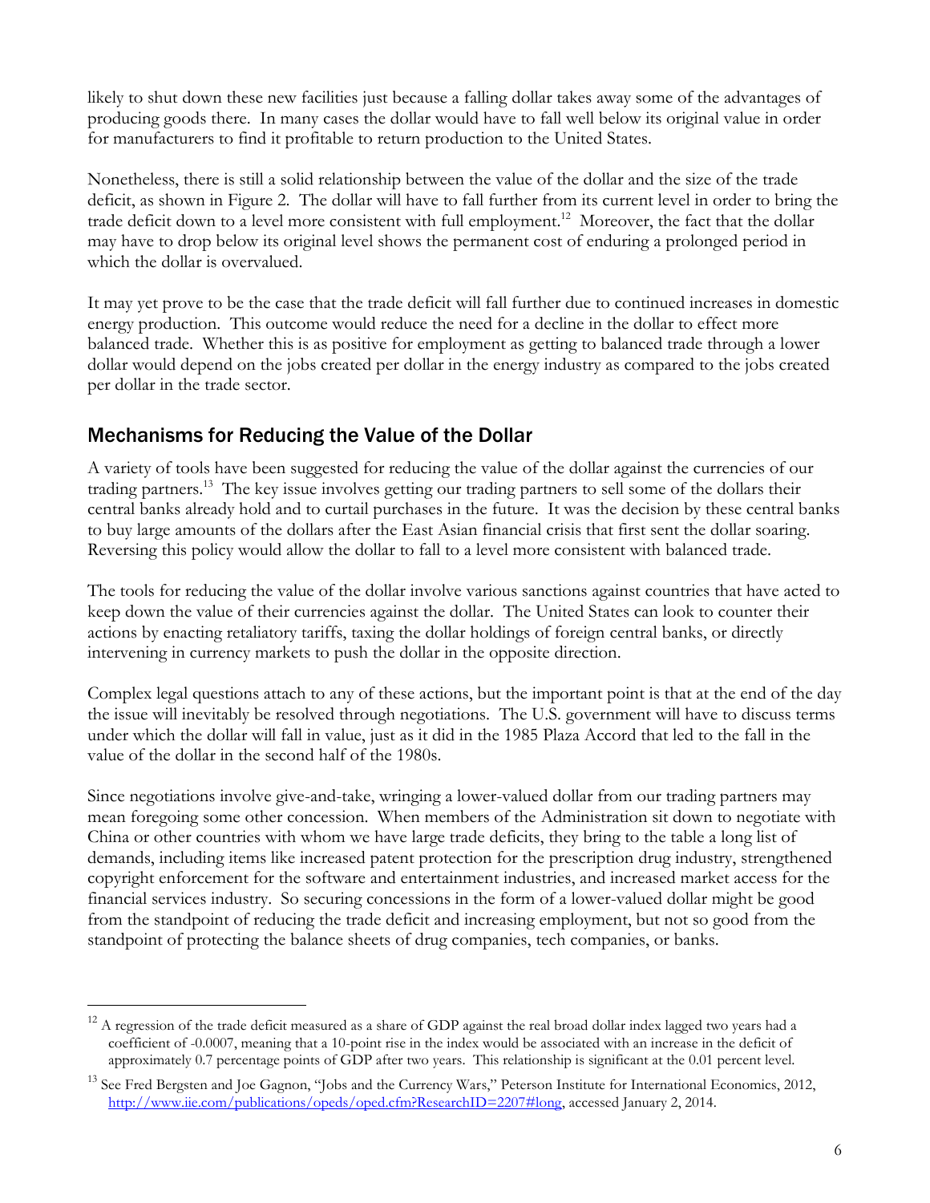likely to shut down these new facilities just because a falling dollar takes away some of the advantages of producing goods there. In many cases the dollar would have to fall well below its original value in order for manufacturers to find it profitable to return production to the United States.

Nonetheless, there is still a solid relationship between the value of the dollar and the size of the trade deficit, as shown in Figure 2. The dollar will have to fall further from its current level in order to bring the trade deficit down to a level more consistent with full employment.[12] Moreover, the fact that the dollar may have to drop below its original level shows the permanent cost of enduring a prolonged period in which the dollar is overvalued.

It may yet prove to be the case that the trade deficit will fall further due to continued increases in domestic energy production. This outcome would reduce the need for a decline in the dollar to effect more balanced trade. Whether this is as positive for employment as getting to balanced trade through a lower dollar would depend on the jobs created per dollar in the energy industry as compared to the jobs created per dollar in the trade sector.

## Mechanisms for Reducing the Value of the Dollar

A variety of tools have been suggested for reducing the value of the dollar against the currencies of our trading partners.[13] The key issue involves getting our trading partners to sell some of the dollars their central banks already hold and to curtail purchases in the future. It was the decision by these central banks to buy large amounts of the dollars after the East Asian financial crisis that first sent the dollar soaring. Reversing this policy would allow the dollar to fall to a level more consistent with balanced trade.

The tools for reducing the value of the dollar involve various sanctions against countries that have acted to keep down the value of their currencies against the dollar. The United States can look to counter their actions by enacting retaliatory tariffs, taxing the dollar holdings of foreign central banks, or directly intervening in currency markets to push the dollar in the opposite direction.

Complex legal questions attach to any of these actions, but the important point is that at the end of the day the issue will inevitably be resolved through negotiations. The U.S. government will have to discuss terms under which the dollar will fall in value, just as it did in the 1985 Plaza Accord that led to the fall in the value of the dollar in the second half of the 1980s.

Since negotiations involve give-and-take, wringing a lower-valued dollar from our trading partners may mean foregoing some other concession. When members of the Administration sit down to negotiate with China or other countries with whom we have large trade deficits, they bring to the table a long list of demands, including items like increased patent protection for the prescription drug industry, strengthened copyright enforcement for the software and entertainment industries, and increased market access for the financial services industry. So securing concessions in the form of a lower-valued dollar might be good from the standpoint of reducing the trade deficit and increasing employment, but not so good from the standpoint of protecting the balance sheets of drug companies, tech companies, or banks.

---

[12] A regression of the trade deficit measured as a share of GDP against the real broad dollar index lagged two years had a coefficient of -0.0007, meaning that a 10-point rise in the index would be associated with an increase in the deficit of approximately 0.7 percentage points of GDP after two years. This relationship is significant at the 0.01 percent level.

[13] See Fred Bergsten and Joe Gagnon, "Jobs and the Currency Wars," Peterson Institute for International Economics, 2012, http://www.iie.com/publications/opeds/oped.cfm?ResearchID=2207#long, accessed January 2, 2014.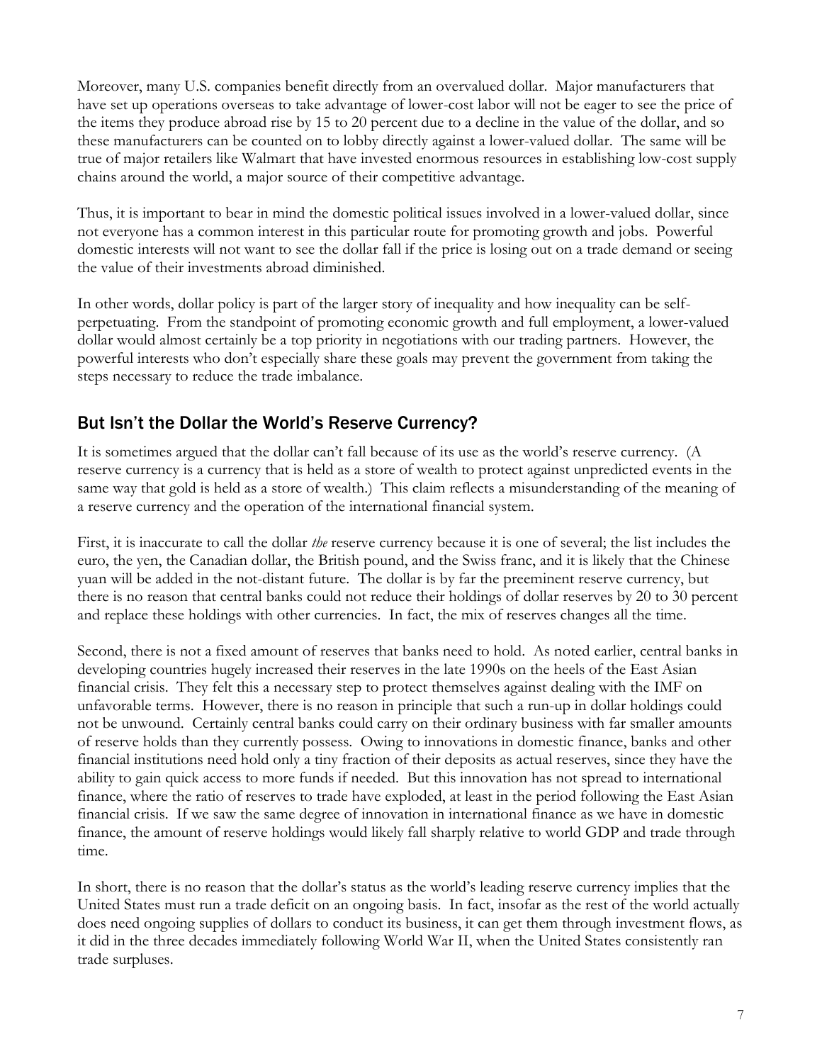Moreover, many U.S. companies benefit directly from an overvalued dollar. Major manufacturers that have set up operations overseas to take advantage of lower-cost labor will not be eager to see the price of the items they produce abroad rise by 15 to 20 percent due to a decline in the value of the dollar, and so these manufacturers can be counted on to lobby directly against a lower-valued dollar. The same will be true of major retailers like Walmart that have invested enormous resources in establishing low-cost supply chains around the world, a major source of their competitive advantage.

Thus, it is important to bear in mind the domestic political issues involved in a lower-valued dollar, since not everyone has a common interest in this particular route for promoting growth and jobs. Powerful domestic interests will not want to see the dollar fall if the price is losing out on a trade demand or seeing the value of their investments abroad diminished.

In other words, dollar policy is part of the larger story of inequality and how inequality can be self-perpetuating. From the standpoint of promoting economic growth and full employment, a lower-valued dollar would almost certainly be a top priority in negotiations with our trading partners. However, the powerful interests who don't especially share these goals may prevent the government from taking the steps necessary to reduce the trade imbalance.

## But Isn't the Dollar the World's Reserve Currency?

It is sometimes argued that the dollar can't fall because of its use as the world's reserve currency. (A reserve currency is a currency that is held as a store of wealth to protect against unpredicted events in the same way that gold is held as a store of wealth.) This claim reflects a misunderstanding of the meaning of a reserve currency and the operation of the international financial system.

First, it is inaccurate to call the dollar *the* reserve currency because it is one of several; the list includes the euro, the yen, the Canadian dollar, the British pound, and the Swiss franc, and it is likely that the Chinese yuan will be added in the not-distant future. The dollar is by far the preeminent reserve currency, but there is no reason that central banks could not reduce their holdings of dollar reserves by 20 to 30 percent and replace these holdings with other currencies. In fact, the mix of reserves changes all the time.

Second, there is not a fixed amount of reserves that banks need to hold. As noted earlier, central banks in developing countries hugely increased their reserves in the late 1990s on the heels of the East Asian financial crisis. They felt this a necessary step to protect themselves against dealing with the IMF on unfavorable terms. However, there is no reason in principle that such a run-up in dollar holdings could not be unwound. Certainly central banks could carry on their ordinary business with far smaller amounts of reserve holds than they currently possess. Owing to innovations in domestic finance, banks and other financial institutions need hold only a tiny fraction of their deposits as actual reserves, since they have the ability to gain quick access to more funds if needed. But this innovation has not spread to international finance, where the ratio of reserves to trade have exploded, at least in the period following the East Asian financial crisis. If we saw the same degree of innovation in international finance as we have in domestic finance, the amount of reserve holdings would likely fall sharply relative to world GDP and trade through time.

In short, there is no reason that the dollar's status as the world's leading reserve currency implies that the United States must run a trade deficit on an ongoing basis. In fact, insofar as the rest of the world actually does need ongoing supplies of dollars to conduct its business, it can get them through investment flows, as it did in the three decades immediately following World War II, when the United States consistently ran trade surpluses.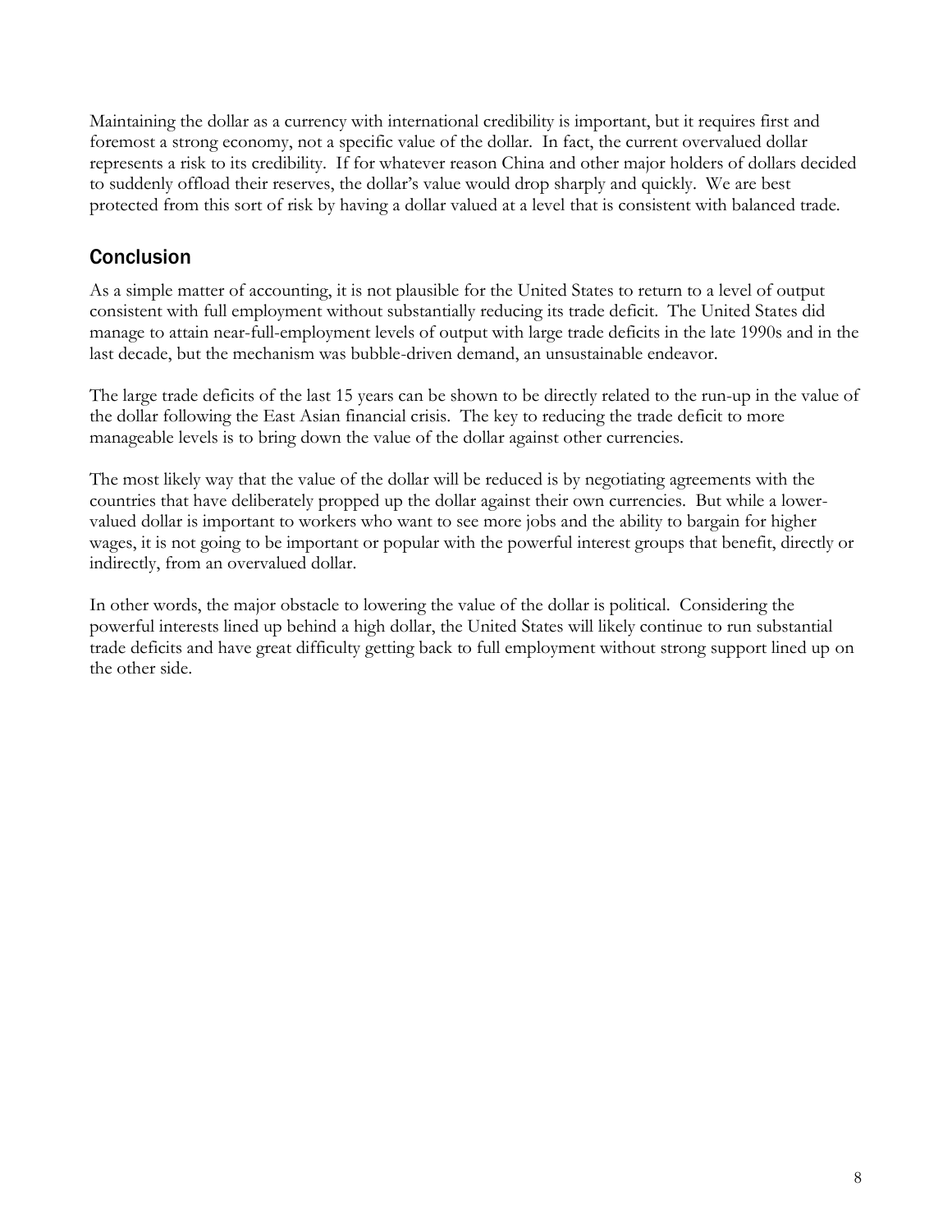Maintaining the dollar as a currency with international credibility is important, but it requires first and foremost a strong economy, not a specific value of the dollar. In fact, the current overvalued dollar represents a risk to its credibility. If for whatever reason China and other major holders of dollars decided to suddenly offload their reserves, the dollar's value would drop sharply and quickly. We are best protected from this sort of risk by having a dollar valued at a level that is consistent with balanced trade.

## Conclusion

As a simple matter of accounting, it is not plausible for the United States to return to a level of output consistent with full employment without substantially reducing its trade deficit. The United States did manage to attain near-full-employment levels of output with large trade deficits in the late 1990s and in the last decade, but the mechanism was bubble-driven demand, an unsustainable endeavor.

The large trade deficits of the last 15 years can be shown to be directly related to the run-up in the value of the dollar following the East Asian financial crisis. The key to reducing the trade deficit to more manageable levels is to bring down the value of the dollar against other currencies.

The most likely way that the value of the dollar will be reduced is by negotiating agreements with the countries that have deliberately propped up the dollar against their own currencies. But while a lower-valued dollar is important to workers who want to see more jobs and the ability to bargain for higher wages, it is not going to be important or popular with the powerful interest groups that benefit, directly or indirectly, from an overvalued dollar.

In other words, the major obstacle to lowering the value of the dollar is political. Considering the powerful interests lined up behind a high dollar, the United States will likely continue to run substantial trade deficits and have great difficulty getting back to full employment without strong support lined up on the other side.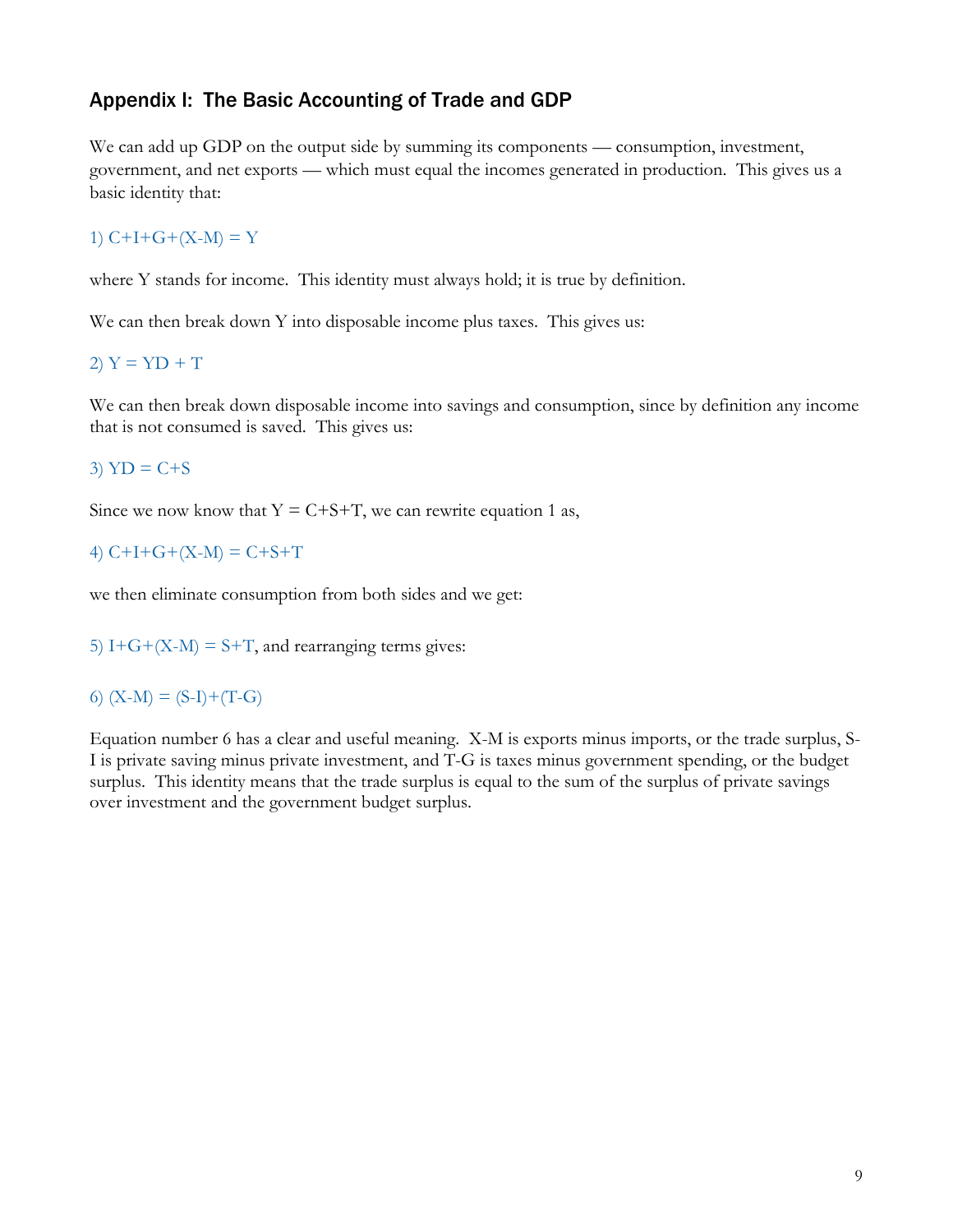## Appendix I: The Basic Accounting of Trade and GDP

We can add up GDP on the output side by summing its components — consumption, investment, government, and net exports — which must equal the incomes generated in production. This gives us a basic identity that:

1) $C+I+G+(X-M) = Y$

where Y stands for income. This identity must always hold; it is true by definition.

We can then break down Y into disposable income plus taxes. This gives us:

2) $Y = YD + T$

We can then break down disposable income into savings and consumption, since by definition any income that is not consumed is saved. This gives us:

3) $YD = C+S$

Since we now know that $Y = C+S+T$, we can rewrite equation 1 as,

4) $C+I+G+(X-M) = C+S+T$

we then eliminate consumption from both sides and we get:

5) $I+G+(X-M) = S+T$, and rearranging terms gives:

6) $(X-M) = (S-I)+(T-G)$

Equation number 6 has a clear and useful meaning. X-M is exports minus imports, or the trade surplus, S-I is private saving minus private investment, and T-G is taxes minus government spending, or the budget surplus. This identity means that the trade surplus is equal to the sum of the surplus of private savings over investment and the government budget surplus.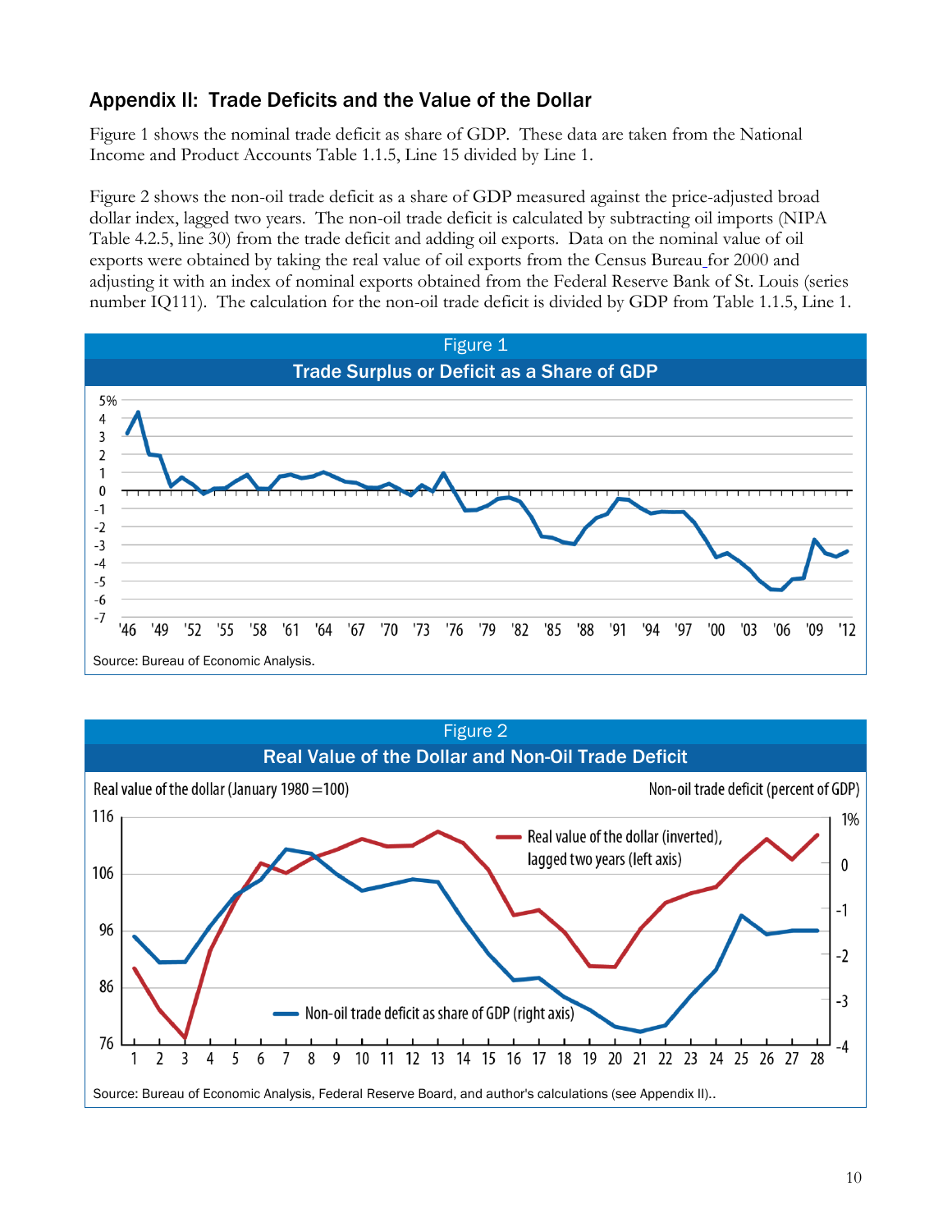## Appendix II: Trade Deficits and the Value of the Dollar

Figure 1 shows the nominal trade deficit as share of GDP. These data are taken from the National Income and Product Accounts Table 1.1.5, Line 15 divided by Line 1.

Figure 2 shows the non-oil trade deficit as a share of GDP measured against the price-adjusted broad dollar index, lagged two years. The non-oil trade deficit is calculated by subtracting oil imports (NIPA Table 4.2.5, line 30) from the trade deficit and adding oil exports. Data on the nominal value of oil exports were obtained by taking the real value of oil exports from the Census Bureau for 2000 and adjusting it with an index of nominal exports obtained from the Federal Reserve Bank of St. Louis (series number IQ111). The calculation for the non-oil trade deficit is divided by GDP from Table 1.1.5, Line 1.

Figure 1

Trade Surplus or Deficit as a Share of GDP

5%
4
3
2
1
0
-1
-2
-3
-4
-5
-6
-7

'46 '49 '52 '55 '58 '61 '64 '67 '70 '73 '76 '79 '82 '85 '88 '91 '94 '97 '00 '03 '06 '09 '12

Source: Bureau of Economic Analysis.

Figure 2

Real Value of the Dollar and Non-Oil Trade Deficit

Real value of the dollar (January 1980 =100)

Non-oil trade deficit (percent of GDP)

116
106
96
86
76

1%
0
-1
-2
-3
-4

Real value of the dollar (inverted), lagged two years (left axis)

Non-oil trade deficit as share of GDP (right axis)

1 2 3 4 5 6 7 8 9 10 11 12 13 14 15 16 17 18 19 20 21 22 23 24 25 26 27 28

Source: Bureau of Economic Analysis, Federal Reserve Board, and author's calculations (see Appendix II)..